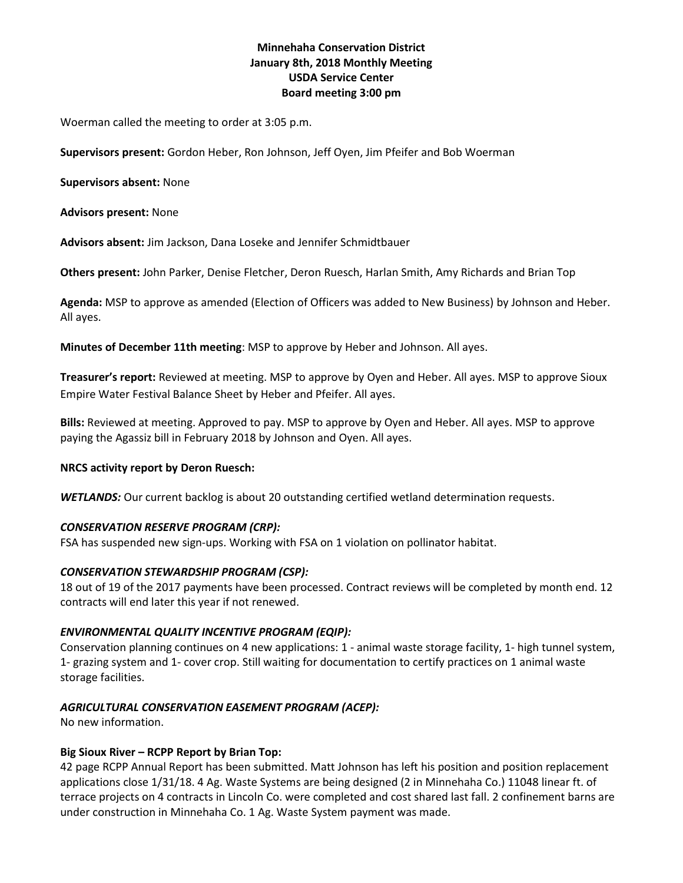**Minnehaha Conservation District**
**January 8th, 2018 Monthly Meeting**
**USDA Service Center**
**Board meeting 3:00 pm**

Woerman called the meeting to order at 3:05 p.m.

**Supervisors present:** Gordon Heber, Ron Johnson, Jeff Oyen, Jim Pfeifer and Bob Woerman

**Supervisors absent:** None

**Advisors present:** None

**Advisors absent:** Jim Jackson, Dana Loseke and Jennifer Schmidtbauer

**Others present:** John Parker, Denise Fletcher, Deron Ruesch, Harlan Smith, Amy Richards and Brian Top

**Agenda:** MSP to approve as amended (Election of Officers was added to New Business) by Johnson and Heber. All ayes.

**Minutes of December 11th meeting**: MSP to approve by Heber and Johnson. All ayes.

**Treasurer's report:** Reviewed at meeting. MSP to approve by Oyen and Heber. All ayes. MSP to approve Sioux Empire Water Festival Balance Sheet by Heber and Pfeifer. All ayes.

**Bills:** Reviewed at meeting. Approved to pay. MSP to approve by Oyen and Heber. All ayes. MSP to approve paying the Agassiz bill in February 2018 by Johnson and Oyen. All ayes.

**NRCS activity report by Deron Ruesch:**

***WETLANDS:*** Our current backlog is about 20 outstanding certified wetland determination requests.

***CONSERVATION RESERVE PROGRAM (CRP):***
FSA has suspended new sign-ups. Working with FSA on 1 violation on pollinator habitat.

***CONSERVATION STEWARDSHIP PROGRAM (CSP):***
18 out of 19 of the 2017 payments have been processed. Contract reviews will be completed by month end. 12 contracts will end later this year if not renewed.

***ENVIRONMENTAL QUALITY INCENTIVE PROGRAM (EQIP):***
Conservation planning continues on 4 new applications: 1 - animal waste storage facility, 1- high tunnel system, 1- grazing system and 1- cover crop. Still waiting for documentation to certify practices on 1 animal waste storage facilities.

***AGRICULTURAL CONSERVATION EASEMENT PROGRAM (ACEP):***
No new information.

**Big Sioux River – RCPP Report by Brian Top:**
42 page RCPP Annual Report has been submitted. Matt Johnson has left his position and position replacement applications close 1/31/18. 4 Ag. Waste Systems are being designed (2 in Minnehaha Co.) 11048 linear ft. of terrace projects on 4 contracts in Lincoln Co. were completed and cost shared last fall. 2 confinement barns are under construction in Minnehaha Co. 1 Ag. Waste System payment was made.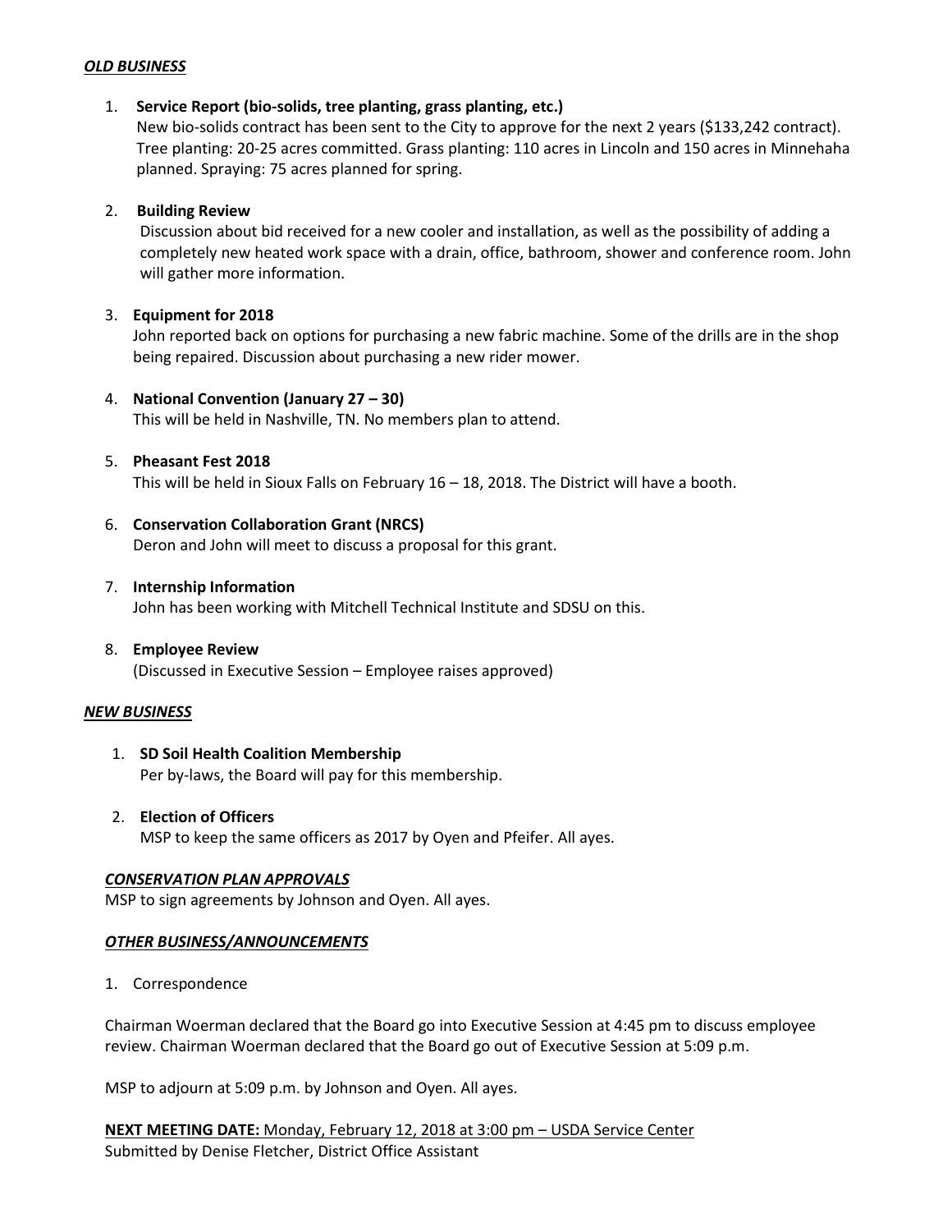***OLD BUSINESS***

1. **Service Report (bio-solids, tree planting, grass planting, etc.)**
   New bio-solids contract has been sent to the City to approve for the next 2 years ($133,242 contract). Tree planting: 20-25 acres committed. Grass planting: 110 acres in Lincoln and 150 acres in Minnehaha planned. Spraying: 75 acres planned for spring.

2. **Building Review**
   Discussion about bid received for a new cooler and installation, as well as the possibility of adding a completely new heated work space with a drain, office, bathroom, shower and conference room. John will gather more information.

3. **Equipment for 2018**
   John reported back on options for purchasing a new fabric machine. Some of the drills are in the shop being repaired. Discussion about purchasing a new rider mower.

4. **National Convention (January 27 – 30)**
   This will be held in Nashville, TN. No members plan to attend.

5. **Pheasant Fest 2018**
   This will be held in Sioux Falls on February 16 – 18, 2018. The District will have a booth.

6. **Conservation Collaboration Grant (NRCS)**
   Deron and John will meet to discuss a proposal for this grant.

7. **Internship Information**
   John has been working with Mitchell Technical Institute and SDSU on this.

8. **Employee Review**
   (Discussed in Executive Session – Employee raises approved)

***NEW BUSINESS***

1. **SD Soil Health Coalition Membership**
   Per by-laws, the Board will pay for this membership.

2. **Election of Officers**
   MSP to keep the same officers as 2017 by Oyen and Pfeifer. All ayes.

***CONSERVATION PLAN APPROVALS***

MSP to sign agreements by Johnson and Oyen. All ayes.

***OTHER BUSINESS/ANNOUNCEMENTS***

1. Correspondence

Chairman Woerman declared that the Board go into Executive Session at 4:45 pm to discuss employee review. Chairman Woerman declared that the Board go out of Executive Session at 5:09 p.m.

MSP to adjourn at 5:09 p.m. by Johnson and Oyen. All ayes.

**NEXT MEETING DATE:** Monday, February 12, 2018 at 3:00 pm – USDA Service Center
Submitted by Denise Fletcher, District Office Assistant